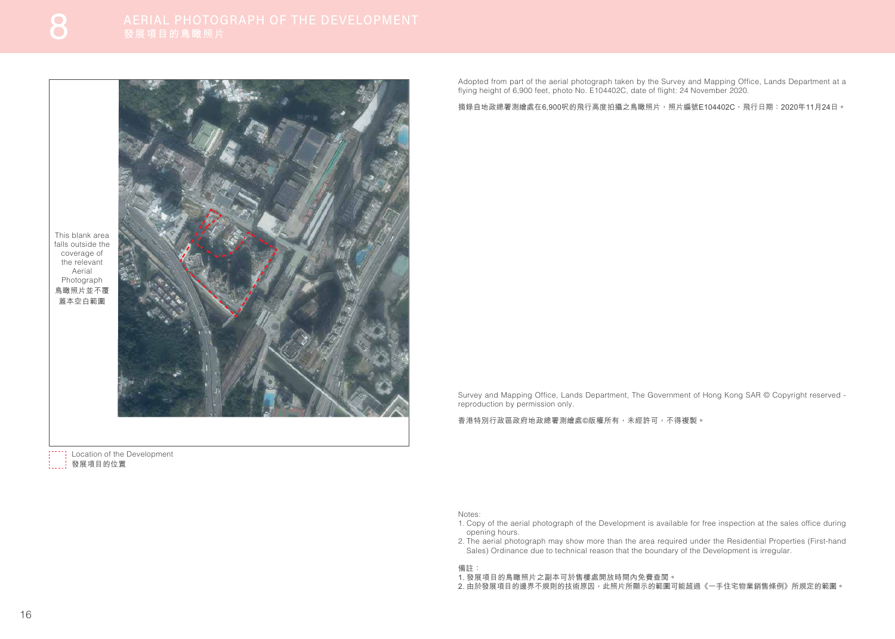# 8 AERIAL PHOTOGRAPH OF THE DEVELOPMENT
# 發展項目的鳥瞰照片

This blank area falls outside the coverage of the relevant Aerial Photograph
鳥瞰照片並不覆蓋本空白範圍

Location of the Development
發展項目的位置

Adopted from part of the aerial photograph taken by the Survey and Mapping Office, Lands Department at a flying height of 6,900 feet, photo No. E104402C, date of flight: 24 November 2020.

摘錄自地政總署測繪處在6,900呎的飛行高度拍攝之鳥瞰照片，照片編號E104402C，飛行日期：2020年11月24日。

Survey and Mapping Office, Lands Department, The Government of Hong Kong SAR © Copyright reserved - reproduction by permission only.

香港特別行政區政府地政總署測繪處©版權所有，未經許可，不得複製。

Notes:
1. Copy of the aerial photograph of the Development is available for free inspection at the sales office during opening hours.
2. The aerial photograph may show more than the area required under the Residential Properties (First-hand Sales) Ordinance due to technical reason that the boundary of the Development is irregular.

備註：
1. 發展項目的鳥瞰照片之副本可於售樓處開放時間內免費查閱。
2. 由於發展項目的邊界不規則的技術原因，此照片所顯示的範圍可能超過《一手住宅物業銷售條例》所規定的範圍。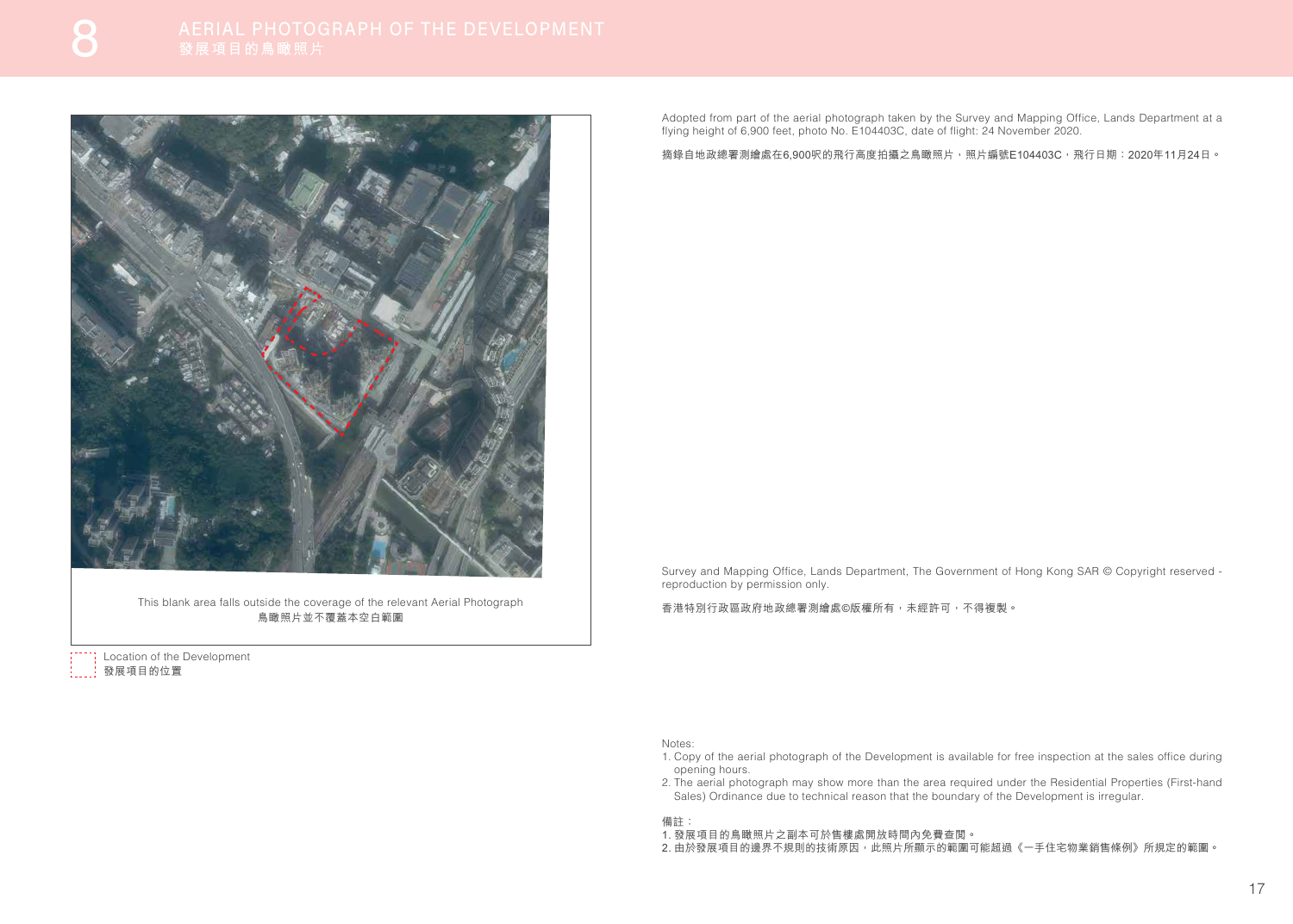# 8 AERIAL PHOTOGRAPH OF THE DEVELOPMENT
# 發展項目的鳥瞰照片

This blank area falls outside the coverage of the relevant Aerial Photograph

鳥瞰照片並不覆蓋本空白範圍

Location of the Development

發展項目的位置

Adopted from part of the aerial photograph taken by the Survey and Mapping Office, Lands Department at a flying height of 6,900 feet, photo No. E104403C, date of flight: 24 November 2020.

摘錄自地政總署測繪處在6,900呎的飛行高度拍攝之鳥瞰照片，照片編號E104403C，飛行日期：2020年11月24日。

Survey and Mapping Office, Lands Department, The Government of Hong Kong SAR © Copyright reserved - reproduction by permission only.

香港特別行政區政府地政總署測繪處©版權所有，未經許可，不得複製。

Notes:

1. Copy of the aerial photograph of the Development is available for free inspection at the sales office during opening hours.
2. The aerial photograph may show more than the area required under the Residential Properties (First-hand Sales) Ordinance due to technical reason that the boundary of the Development is irregular.

備註：

1. 發展項目的鳥瞰照片之副本可於售樓處開放時間內免費查閱。
2. 由於發展項目的邊界不規則的技術原因，此照片所顯示的範圍可能超過《一手住宅物業銷售條例》所規定的範圍。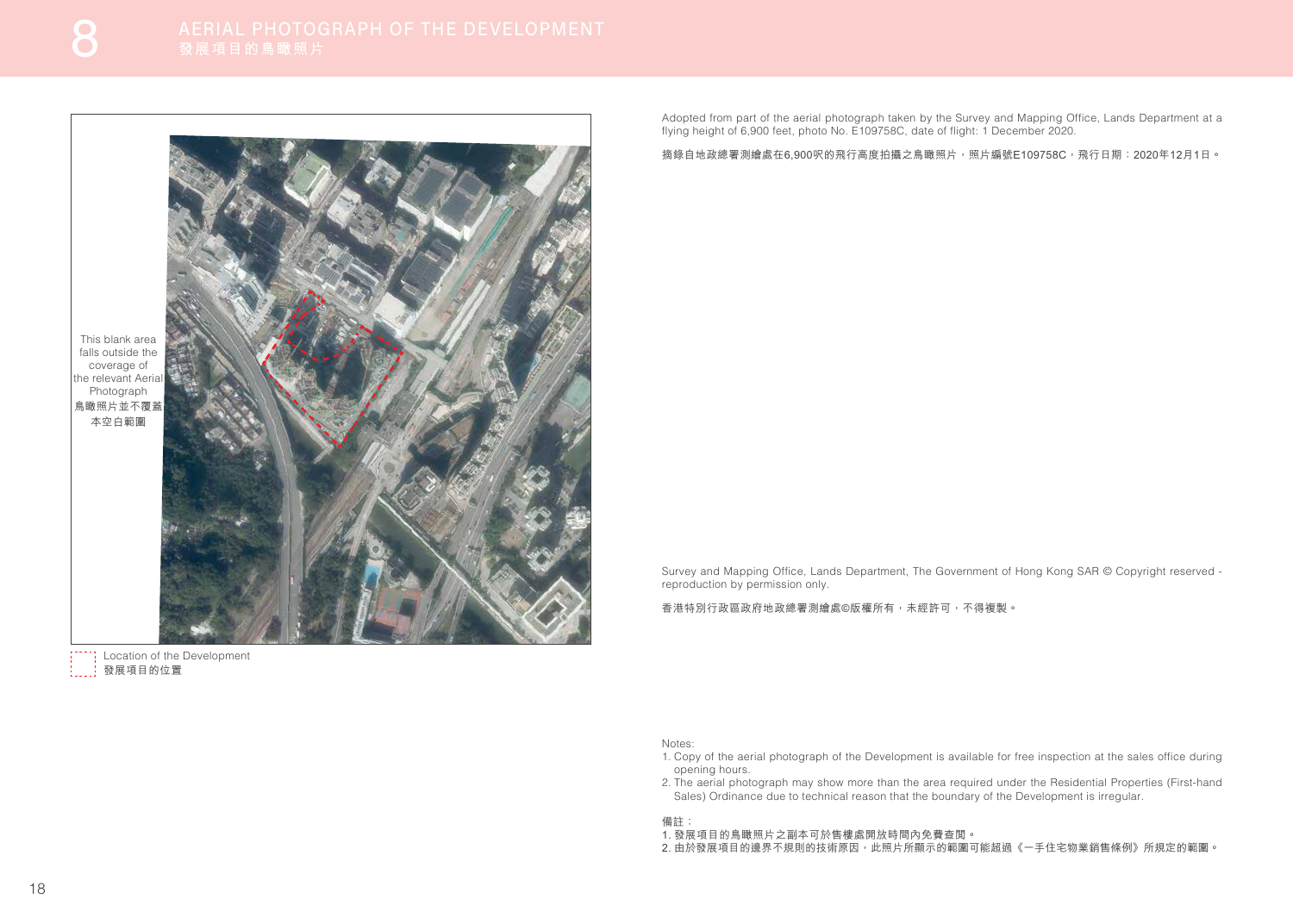# 8 AERIAL PHOTOGRAPH OF THE DEVELOPMENT
# 發展項目的鳥瞰照片

This blank area falls outside the coverage of the relevant Aerial Photograph
鳥瞰照片並不覆蓋本空白範圍

Location of the Development
發展項目的位置

Adopted from part of the aerial photograph taken by the Survey and Mapping Office, Lands Department at a flying height of 6,900 feet, photo No. E109758C, date of flight: 1 December 2020.

摘錄自地政總署測繪處在6,900呎的飛行高度拍攝之鳥瞰照片，照片編號E109758C，飛行日期：2020年12月1日。

Survey and Mapping Office, Lands Department, The Government of Hong Kong SAR © Copyright reserved - reproduction by permission only.

香港特別行政區政府地政總署測繪處©版權所有，未經許可，不得複製。

Notes:

1. Copy of the aerial photograph of the Development is available for free inspection at the sales office during opening hours.
2. The aerial photograph may show more than the area required under the Residential Properties (First-hand Sales) Ordinance due to technical reason that the boundary of the Development is irregular.

備註：

1. 發展項目的鳥瞰照片之副本可於售樓處開放時間內免費查閱。
2. 由於發展項目的邊界不規則的技術原因，此照片所顯示的範圍可能超過《一手住宅物業銷售條例》所規定的範圍。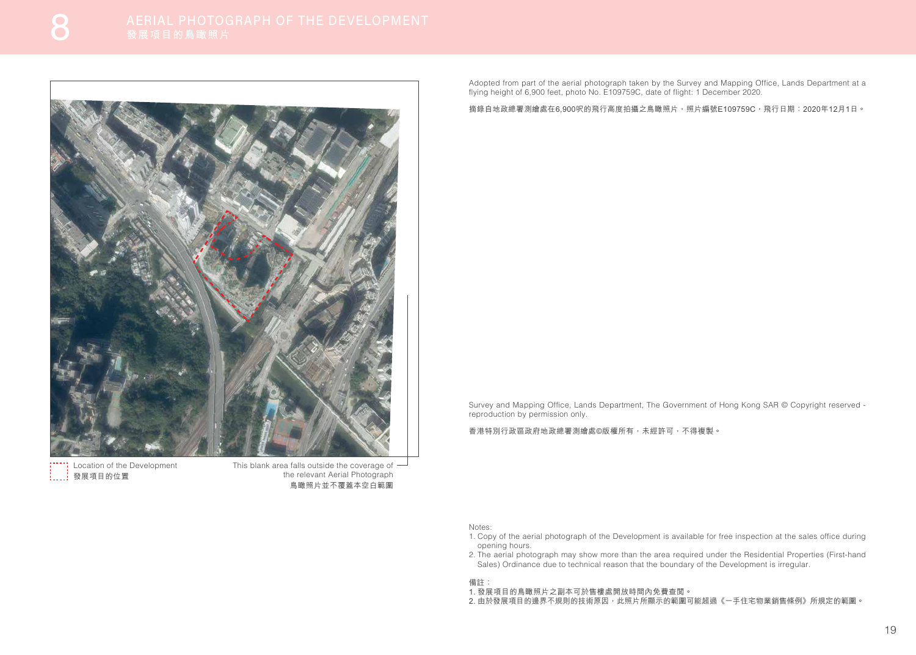# 8 AERIAL PHOTOGRAPH OF THE DEVELOPMENT
## 發展項目的鳥瞰照片

Location of the Development
發展項目的位置

This blank area falls outside the coverage of the relevant Aerial Photograph
鳥瞰照片並不覆蓋本空白範圍

Adopted from part of the aerial photograph taken by the Survey and Mapping Office, Lands Department at a flying height of 6,900 feet, photo No. E109759C, date of flight: 1 December 2020.

摘錄自地政總署測繪處在6,900呎的飛行高度拍攝之鳥瞰照片，照片編號E109759C，飛行日期：2020年12月1日。

Survey and Mapping Office, Lands Department, The Government of Hong Kong SAR © Copyright reserved - reproduction by permission only.

香港特別行政區政府地政總署測繪處©版權所有，未經許可，不得複製。

Notes:

1. Copy of the aerial photograph of the Development is available for free inspection at the sales office during opening hours.
2. The aerial photograph may show more than the area required under the Residential Properties (First-hand Sales) Ordinance due to technical reason that the boundary of the Development is irregular.

備註：

1. 發展項目的鳥瞰照片之副本可於售樓處開放時間內免費查閱。
2. 由於發展項目的邊界不規則的技術原因，此照片所顯示的範圍可能超過《一手住宅物業銷售條例》所規定的範圍。